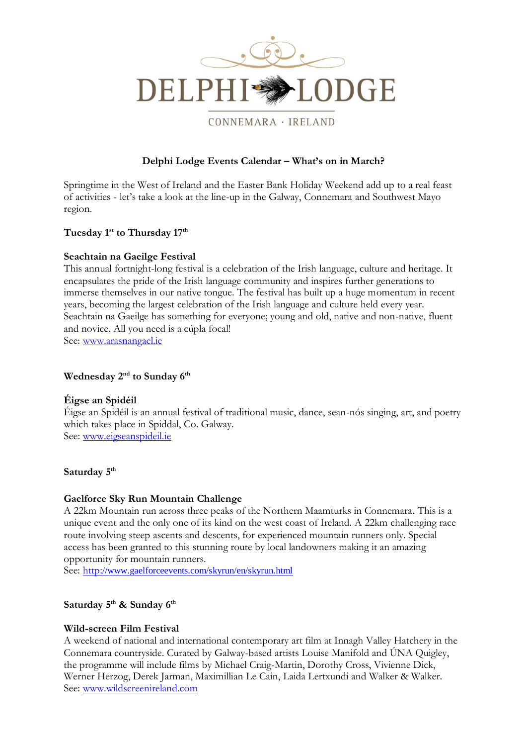# DELPHI LODGE

CONNEMARA · IRELAND

## Delphi Lodge Events Calendar – What's on in March?

Springtime in the West of Ireland and the Easter Bank Holiday Weekend add up to a real feast of activities - let's take a look at the line-up in the Galway, Connemara and Southwest Mayo region.

**Tuesday 1st to Thursday 17th**

**Seachtain na Gaeilge Festival**

This annual fortnight-long festival is a celebration of the Irish language, culture and heritage. It encapsulates the pride of the Irish language community and inspires further generations to immerse themselves in our native tongue. The festival has built up a huge momentum in recent years, becoming the largest celebration of the Irish language and culture held every year. Seachtain na Gaeilge has something for everyone; young and old, native and non-native, fluent and novice. All you need is a cúpla focal!

See: www.arasnangael.ie

**Wednesday 2nd to Sunday 6th**

**Éigse an Spidéil**

Éigse an Spidéil is an annual festival of traditional music, dance, sean-nós singing, art, and poetry which takes place in Spiddal, Co. Galway.

See: www.eigseanspideil.ie

**Saturday 5th**

**Gaelforce Sky Run Mountain Challenge**

A 22km Mountain run across three peaks of the Northern Maamturks in Connemara. This is a unique event and the only one of its kind on the west coast of Ireland. A 22km challenging race route involving steep ascents and descents, for experienced mountain runners only. Special access has been granted to this stunning route by local landowners making it an amazing opportunity for mountain runners.

See: http://www.gaelforceevents.com/skyrun/en/skyrun.html

**Saturday 5th & Sunday 6th**

**Wild-screen Film Festival**

A weekend of national and international contemporary art film at Innagh Valley Hatchery in the Connemara countryside. Curated by Galway-based artists Louise Manifold and ÚNA Quigley, the programme will include films by Michael Craig-Martin, Dorothy Cross, Vivienne Dick, Werner Herzog, Derek Jarman, Maximillian Le Cain, Laida Lertxundi and Walker & Walker.

See: www.wildscreenireland.com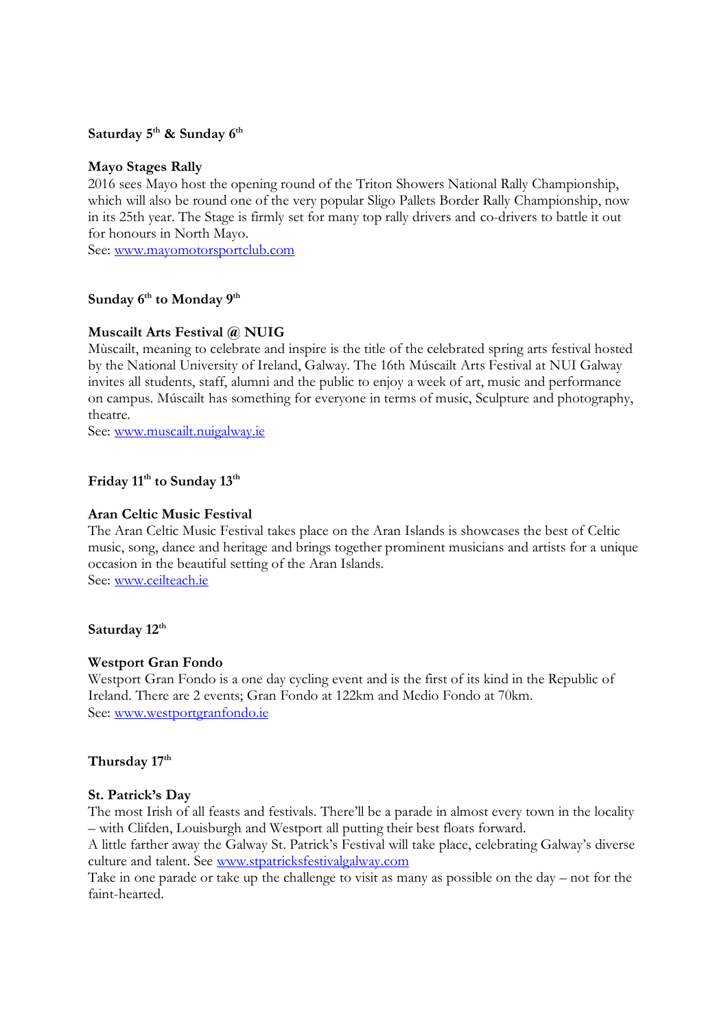**Saturday 5th & Sunday 6th**

**Mayo Stages Rally**
2016 sees Mayo host the opening round of the Triton Showers National Rally Championship, which will also be round one of the very popular Sligo Pallets Border Rally Championship, now in its 25th year. The Stage is firmly set for many top rally drivers and co-drivers to battle it out for honours in North Mayo.
See: www.mayomotorsportclub.com

**Sunday 6th to Monday 9th**

**Muscailt Arts Festival @ NUIG**
Mùscailt, meaning to celebrate and inspire is the title of the celebrated spring arts festival hosted by the National University of Ireland, Galway. The 16th Múscailt Arts Festival at NUI Galway invites all students, staff, alumni and the public to enjoy a week of art, music and performance on campus. Múscailt has something for everyone in terms of music, Sculpture and photography, theatre.
See: www.muscailt.nuigalway.ie

**Friday 11th to Sunday 13th**

**Aran Celtic Music Festival**
The Aran Celtic Music Festival takes place on the Aran Islands is showcases the best of Celtic music, song, dance and heritage and brings together prominent musicians and artists for a unique occasion in the beautiful setting of the Aran Islands.
See: www.ceilteach.ie

**Saturday 12th**

**Westport Gran Fondo**
Westport Gran Fondo is a one day cycling event and is the first of its kind in the Republic of Ireland. There are 2 events; Gran Fondo at 122km and Medio Fondo at 70km.
See: www.westportgranfondo.ie

**Thursday 17th**

**St. Patrick's Day**
The most Irish of all feasts and festivals. There'll be a parade in almost every town in the locality – with Clifden, Louisburgh and Westport all putting their best floats forward.
A little farther away the Galway St. Patrick's Festival will take place, celebrating Galway's diverse culture and talent. See www.stpatricksfestivalgalway.com
Take in one parade or take up the challenge to visit as many as possible on the day – not for the faint-hearted.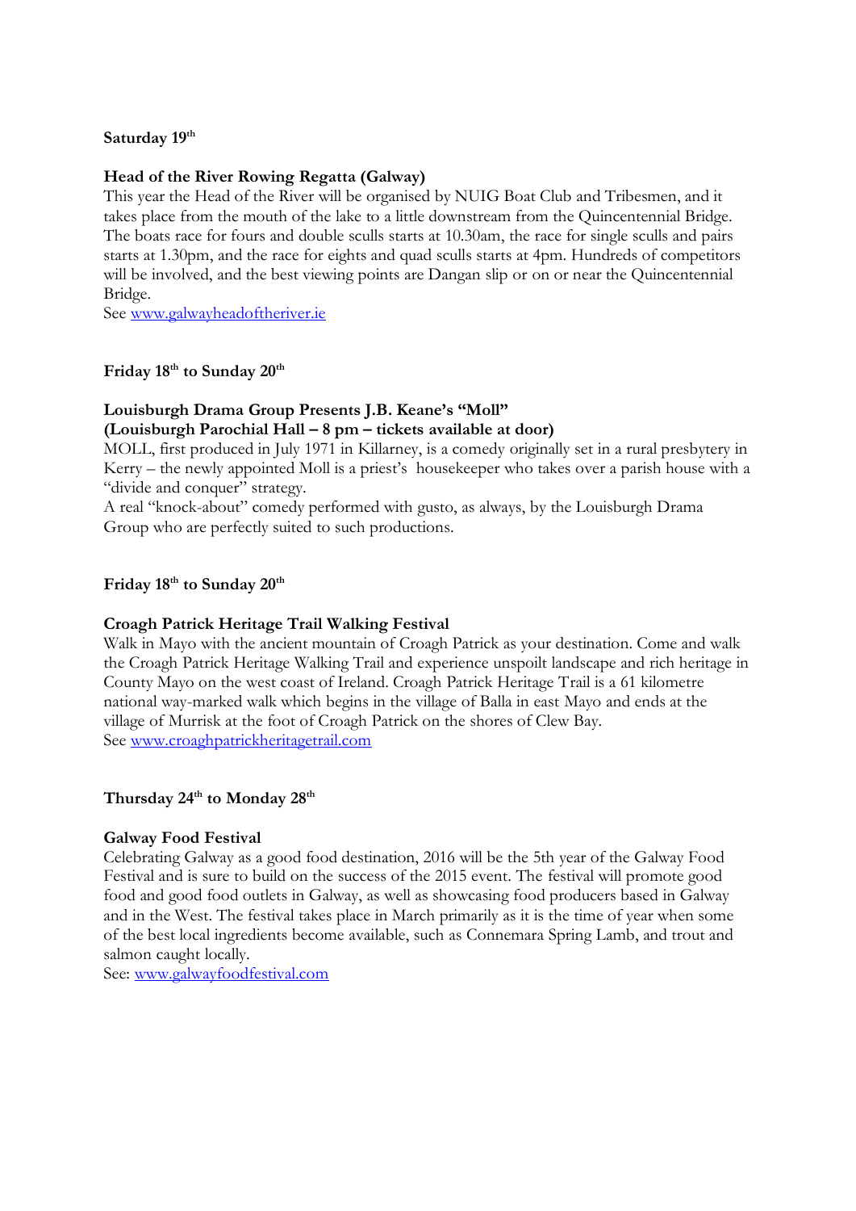**Saturday 19th**

**Head of the River Rowing Regatta (Galway)**

This year the Head of the River will be organised by NUIG Boat Club and Tribesmen, and it takes place from the mouth of the lake to a little downstream from the Quincentennial Bridge. The boats race for fours and double sculls starts at 10.30am, the race for single sculls and pairs starts at 1.30pm, and the race for eights and quad sculls starts at 4pm. Hundreds of competitors will be involved, and the best viewing points are Dangan slip or on or near the Quincentennial Bridge.

See www.galwayheadoftheriver.ie

**Friday 18th to Sunday 20th**

**Louisburgh Drama Group Presents J.B. Keane's "Moll"**
**(Louisburgh Parochial Hall – 8 pm – tickets available at door)**

MOLL, first produced in July 1971 in Killarney, is a comedy originally set in a rural presbytery in Kerry – the newly appointed Moll is a priest's housekeeper who takes over a parish house with a "divide and conquer" strategy.

A real "knock-about" comedy performed with gusto, as always, by the Louisburgh Drama Group who are perfectly suited to such productions.

**Friday 18th to Sunday 20th**

**Croagh Patrick Heritage Trail Walking Festival**

Walk in Mayo with the ancient mountain of Croagh Patrick as your destination. Come and walk the Croagh Patrick Heritage Walking Trail and experience unspoilt landscape and rich heritage in County Mayo on the west coast of Ireland. Croagh Patrick Heritage Trail is a 61 kilometre national way-marked walk which begins in the village of Balla in east Mayo and ends at the village of Murrisk at the foot of Croagh Patrick on the shores of Clew Bay.

See www.croaghpatrickheritagetrail.com

**Thursday 24th to Monday 28th**

**Galway Food Festival**

Celebrating Galway as a good food destination, 2016 will be the 5th year of the Galway Food Festival and is sure to build on the success of the 2015 event. The festival will promote good food and good food outlets in Galway, as well as showcasing food producers based in Galway and in the West. The festival takes place in March primarily as it is the time of year when some of the best local ingredients become available, such as Connemara Spring Lamb, and trout and salmon caught locally.

See: www.galwayfoodfestival.com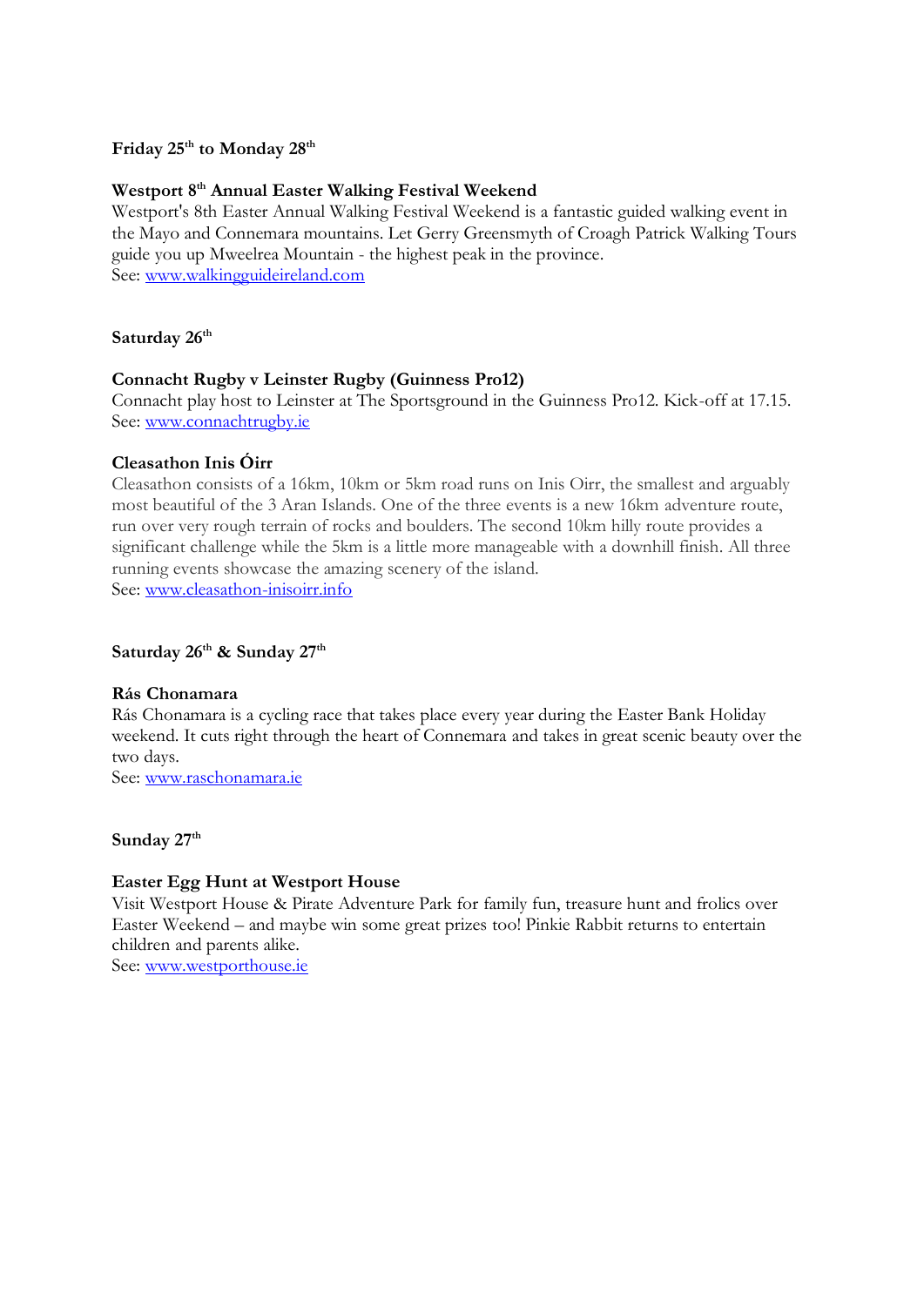**Friday 25th to Monday 28th**

**Westport 8th Annual Easter Walking Festival Weekend**
Westport's 8th Easter Annual Walking Festival Weekend is a fantastic guided walking event in the Mayo and Connemara mountains. Let Gerry Greensmyth of Croagh Patrick Walking Tours guide you up Mweelrea Mountain - the highest peak in the province.
See: www.walkingguideireland.com

**Saturday 26th**

**Connacht Rugby v Leinster Rugby (Guinness Pro12)**
Connacht play host to Leinster at The Sportsground in the Guinness Pro12. Kick-off at 17.15.
See: www.connachtrugby.ie

**Cleasathon Inis Óirr**
Cleasathon consists of a 16km, 10km or 5km road runs on Inis Oirr, the smallest and arguably most beautiful of the 3 Aran Islands. One of the three events is a new 16km adventure route, run over very rough terrain of rocks and boulders. The second 10km hilly route provides a significant challenge while the 5km is a little more manageable with a downhill finish. All three running events showcase the amazing scenery of the island.
See: www.cleasathon-inisoirr.info

**Saturday 26th & Sunday 27th**

**Rás Chonamara**
Rás Chonamara is a cycling race that takes place every year during the Easter Bank Holiday weekend. It cuts right through the heart of Connemara and takes in great scenic beauty over the two days.
See: www.raschonamara.ie

**Sunday 27th**

**Easter Egg Hunt at Westport House**
Visit Westport House & Pirate Adventure Park for family fun, treasure hunt and frolics over Easter Weekend – and maybe win some great prizes too! Pinkie Rabbit returns to entertain children and parents alike.
See: www.westporthouse.ie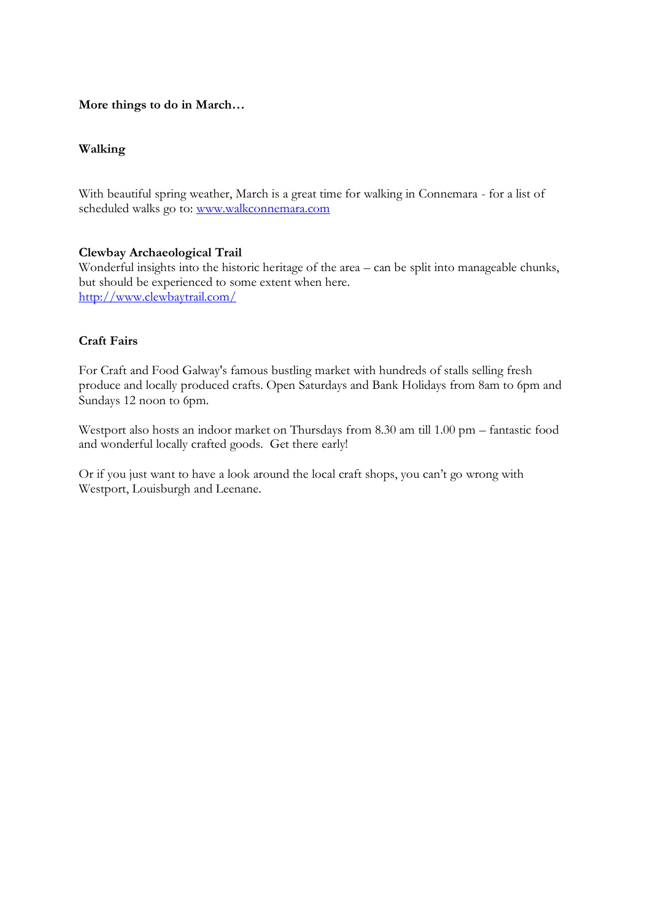**More things to do in March…**

**Walking**

With beautiful spring weather, March is a great time for walking in Connemara - for a list of scheduled walks go to: www.walkconnemara.com

**Clewbay Archaeological Trail**

Wonderful insights into the historic heritage of the area – can be split into manageable chunks, but should be experienced to some extent when here.
http://www.clewbaytrail.com/

**Craft Fairs**

For Craft and Food Galway's famous bustling market with hundreds of stalls selling fresh produce and locally produced crafts. Open Saturdays and Bank Holidays from 8am to 6pm and Sundays 12 noon to 6pm.

Westport also hosts an indoor market on Thursdays from 8.30 am till 1.00 pm – fantastic food and wonderful locally crafted goods.  Get there early!

Or if you just want to have a look around the local craft shops, you can't go wrong with Westport, Louisburgh and Leenane.